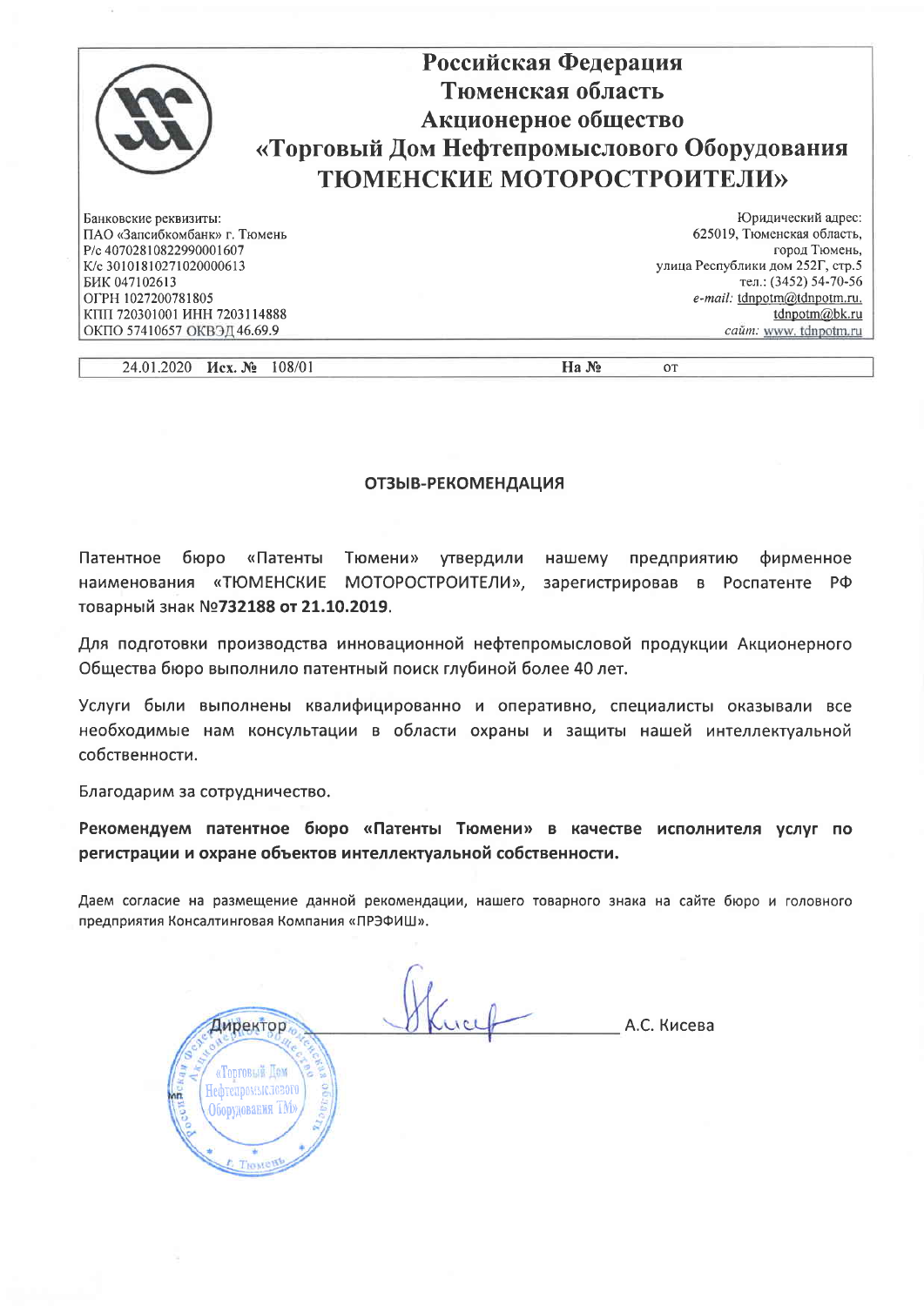**Российская Федерация**
**Тюменская область**
**Акционерное общество**
**«Торговый Дом Нефтепромыслового Оборудования**
**ТЮМЕНСКИЕ МОТОРОСТРОИТЕЛИ»**

| Банковские реквизиты: | Юридический адрес: |
|---|---|
| ПАО «Запсибкомбанк» г. Тюмень | 625019, Тюменская область, |
| Р/с 40702810822990001607 | город Тюмень, |
| К/с 30101810271020000613 | улица Республики дом 252Г, стр.5 |
| БИК 047102613 | тел.: (3452) 54-70-56 |
| ОГРН 1027200781805 | *e-mail:* tdnpotm@tdnpotm.ru. |
| КПП 720301001 ИНН 7203114888 | tdnpotm@bk.ru |
| ОКПО 57410657 ОКВЭД 46.69.9 | *сайт:* www. tdnpotm.ru |

24.01.2020 **Исх. №** 108/01 **На №** от

**ОТЗЫВ-РЕКОМЕНДАЦИЯ**

Патентное бюро «Патенты Тюмени» утвердили нашему предприятию фирменное наименования «ТЮМЕНСКИЕ МОТОРОСТРОИТЕЛИ», зарегистрировав в Роспатенте РФ товарный знак №**732188 от 21.10.2019**.

Для подготовки производства инновационной нефтепромысловой продукции Акционерного Общества бюро выполнило патентный поиск глубиной более 40 лет.

Услуги были выполнены квалифицированно и оперативно, специалисты оказывали все необходимые нам консультации в области охраны и защиты нашей интеллектуальной собственности.

Благодарим за сотрудничество.

**Рекомендуем патентное бюро «Патенты Тюмени» в качестве исполнителя услуг по регистрации и охране объектов интеллектуальной собственности.**

Даем согласие на размещение данной рекомендации, нашего товарного знака на сайте бюро и головного предприятия Консалтинговая Компания «ПРЭФИШ».

Директор А.С. Кисева

МП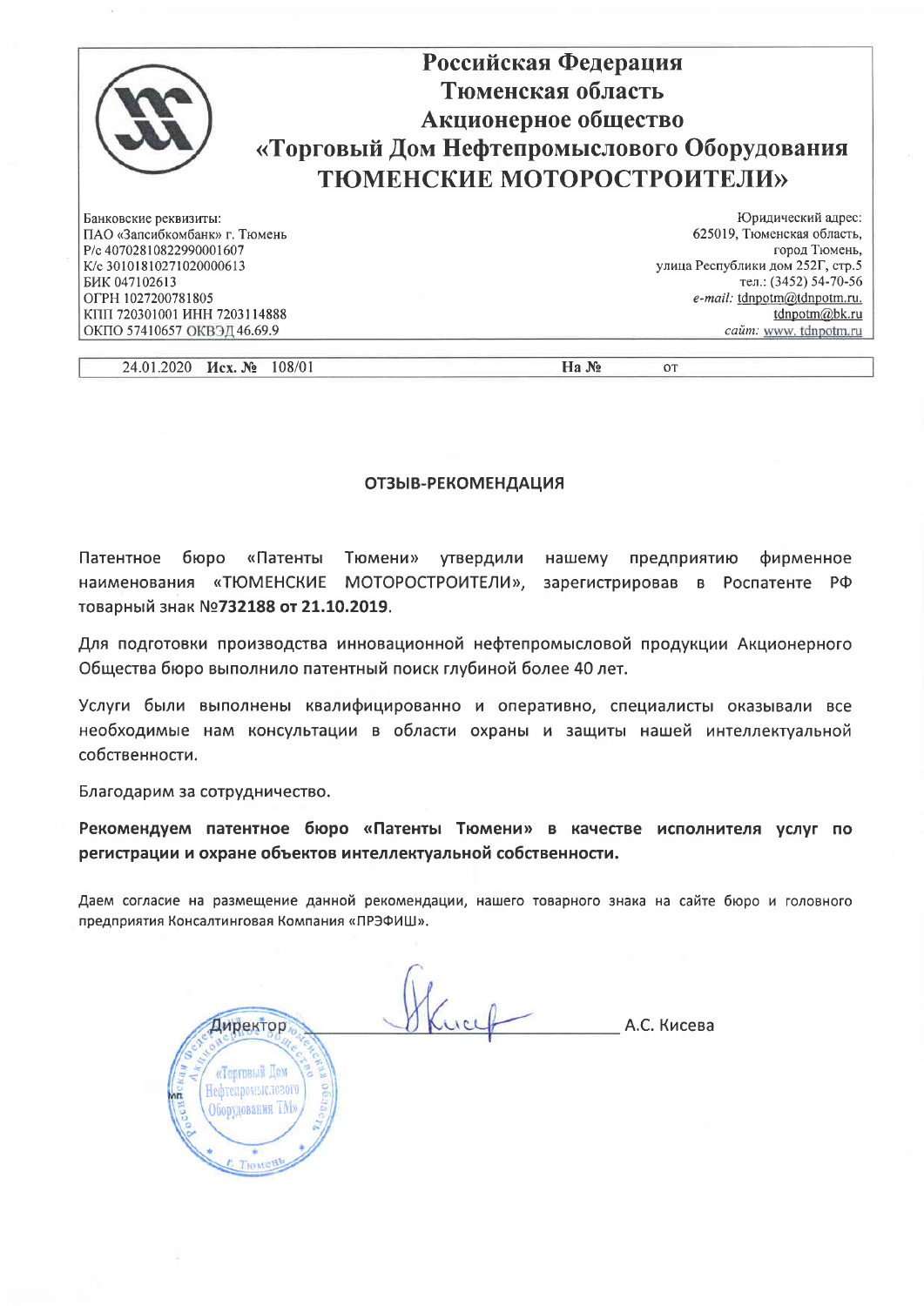# Российская Федерация
# Тюменская область
# Акционерное общество
# «Торговый Дом Нефтепромыслового Оборудования ТЮМЕНСКИЕ МОТОРОСТРОИТЕЛИ»

Банковские реквизиты:
ПАО «Запсибкомбанк» г. Тюмень
Р/с 40702810822990001607
К/с 30101810271020000613
БИК 047102613
ОГРН 1027200781805
КПП 720301001 ИНН 7203114888
ОКПО 57410657 ОКВЭД 46.69.9

Юридический адрес:
625019, Тюменская область,
город Тюмень,
улица Республики дом 252Г, стр.5
тел.: (3452) 54-70-56
*e-mail:* tdnpotm@tdnpotm.ru,
tdnpotm@bk.ru
*сайт:* www.tdnpotm.ru

24.01.2020 **Исх. №** 108/01 **На №** от

## ОТЗЫВ-РЕКОМЕНДАЦИЯ

Патентное бюро «Патенты Тюмени» утвердили нашему предприятию фирменное наименования «ТЮМЕНСКИЕ МОТОРОСТРОИТЕЛИ», зарегистрировав в Роспатенте РФ товарный знак №**732188 от 21.10.2019**.

Для подготовки производства инновационной нефтепромысловой продукции Акционерного Общества бюро выполнило патентный поиск глубиной более 40 лет.

Услуги были выполнены квалифицированно и оперативно, специалисты оказывали все необходимые нам консультации в области охраны и защиты нашей интеллектуальной собственности.

Благодарим за сотрудничество.

**Рекомендуем патентное бюро «Патенты Тюмени» в качестве исполнителя услуг по регистрации и охране объектов интеллектуальной собственности.**

Даем согласие на размещение данной рекомендации, нашего товарного знака на сайте бюро и головного предприятия Консалтинговая Компания «ПРЭФИШ».

Директор А.С. Кисева